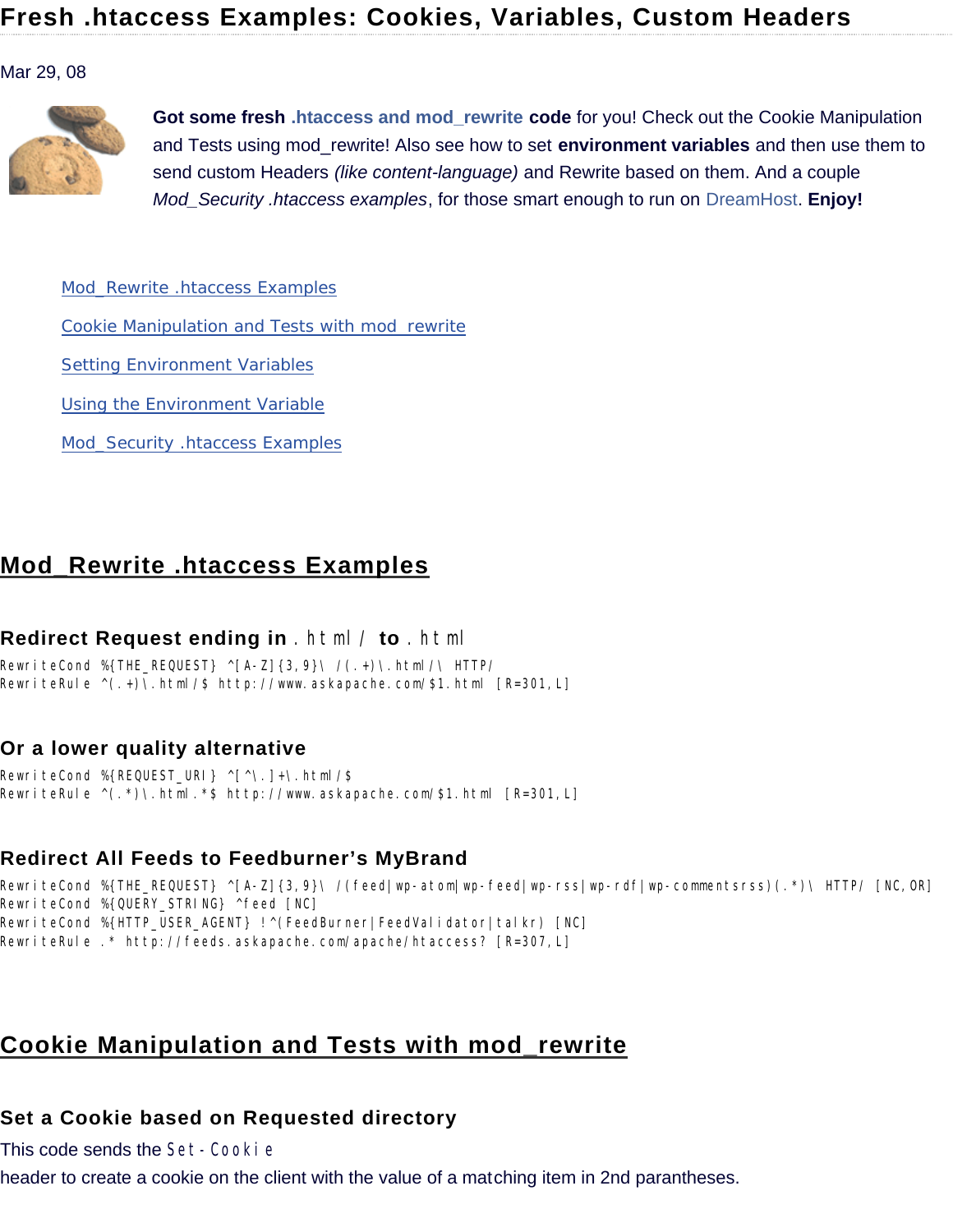# Fresh .htaccess Examples: Cookies, Variables, Custom Headers

Mar 29, 08

**Got some fresh .htaccess and mod_rewrite code** for you! Check out the Cookie Manipulation and Tests using mod_rewrite! Also see how to set **environment variables** and then use them to send custom Headers *(like content-language)* and Rewrite based on them. And a couple *Mod_Security .htaccess examples*, for those smart enough to run on DreamHost. **Enjoy!**

- Mod_Rewrite .htaccess Examples
- Cookie Manipulation and Tests with mod_rewrite
- Setting Environment Variables
- Using the Environment Variable
- Mod_Security .htaccess Examples

## Mod_Rewrite .htaccess Examples

### Redirect Request ending in `.html/` to `.html`

```
RewriteCond %{THE_REQUEST} ^[A-Z]{3,9}\ /(.+)\.html/\ HTTP/
RewriteRule ^(.+)\.html/$ http://www.askapache.com/$1.html [R=301,L]
```

### Or a lower quality alternative

```
RewriteCond %{REQUEST_URI} ^[^\.]+\.html/$
RewriteRule ^(.*)\.html.*$ http://www.askapache.com/$1.html [R=301,L]
```

### Redirect All Feeds to Feedburner's MyBrand

```
RewriteCond %{THE_REQUEST} ^[A-Z]{3,9}\ /(feed|wp-atom|wp-feed|wp-rss|wp-rdf|wp-commentsrss)(.*)\ HTTP/ [NC,OR]
RewriteCond %{QUERY_STRING} ^feed [NC]
RewriteCond %{HTTP_USER_AGENT} !^(FeedBurner|FeedValidator|talkr) [NC]
RewriteRule .* http://feeds.askapache.com/apache/htaccess? [R=307,L]
```

## Cookie Manipulation and Tests with mod_rewrite

### Set a Cookie based on Requested directory

This code sends the `Set-Cookie`
header to create a cookie on the client with the value of a matching item in 2nd parantheses.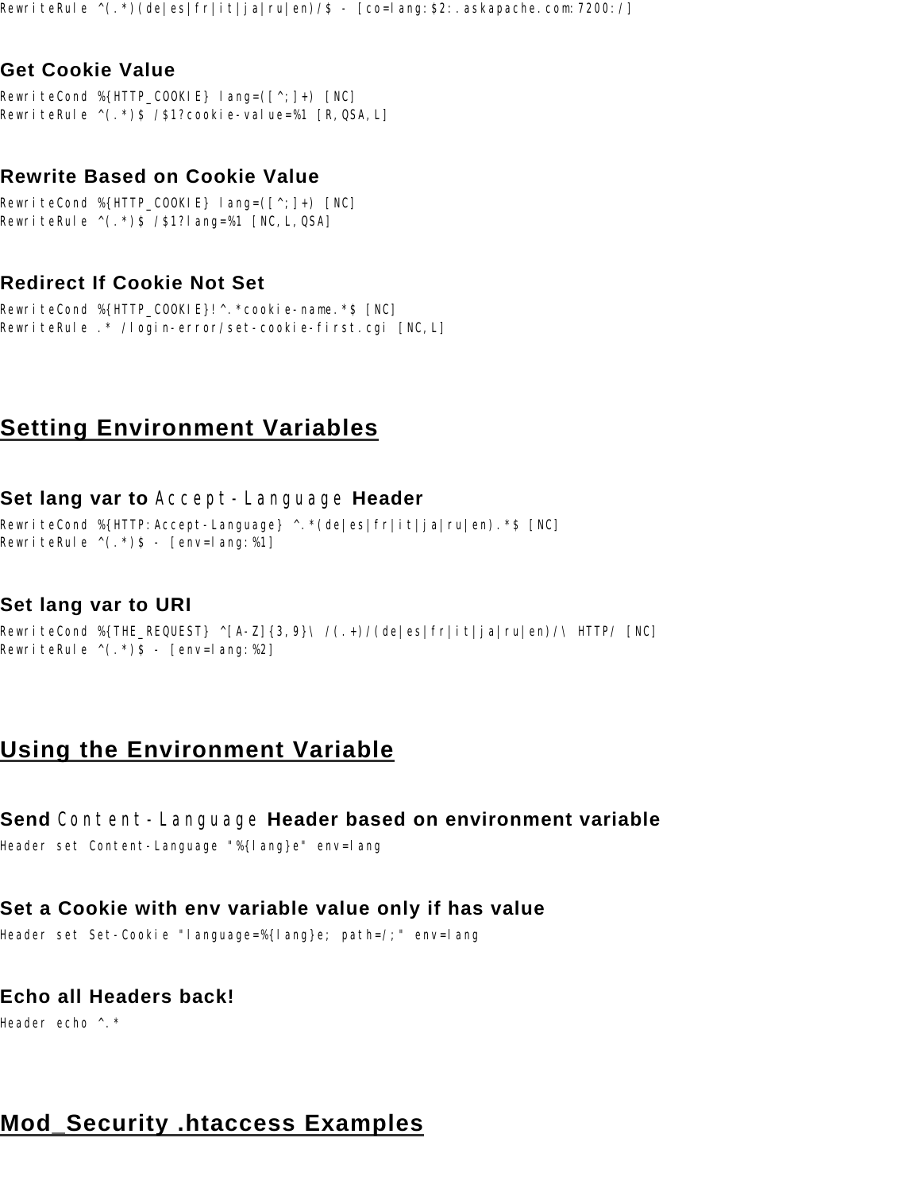```
RewriteRule ^(.*)(de|es|fr|it|ja|ru|en)/$ - [co=lang:$2:.askapache.com:7200:/]
```

### Get Cookie Value

```
RewriteCond %{HTTP_COOKIE} lang=([^;]+) [NC]
RewriteRule ^(.*)$ /$1?cookie-value=%1 [R,QSA,L]
```

### Rewrite Based on Cookie Value

```
RewriteCond %{HTTP_COOKIE} lang=([^;]+) [NC]
RewriteRule ^(.*)$ /$1?lang=%1 [NC,L,QSA]
```

### Redirect If Cookie Not Set

```
RewriteCond %{HTTP_COOKIE}!^.*cookie-name.*$ [NC]
RewriteRule .* /login-error/set-cookie-first.cgi [NC,L]
```

## Setting Environment Variables

### Set lang var to `Accept-Language` Header

```
RewriteCond %{HTTP:Accept-Language} ^.*(de|es|fr|it|ja|ru|en).*$ [NC]
RewriteRule ^(.*)$ - [env=lang:%1]
```

### Set lang var to URI

```
RewriteCond %{THE_REQUEST} ^[A-Z]{3,9}\ /(.+)/(de|es|fr|it|ja|ru|en)/\ HTTP/ [NC]
RewriteRule ^(.*)$ - [env=lang:%2]
```

## Using the Environment Variable

### Send `Content-Language` Header based on environment variable

```
Header set Content-Language "%{lang}e" env=lang
```

### Set a Cookie with env variable value only if has value

```
Header set Set-Cookie "language=%{lang}e; path=/;" env=lang
```

### Echo all Headers back!

```
Header echo ^.*
```

## Mod_Security .htaccess Examples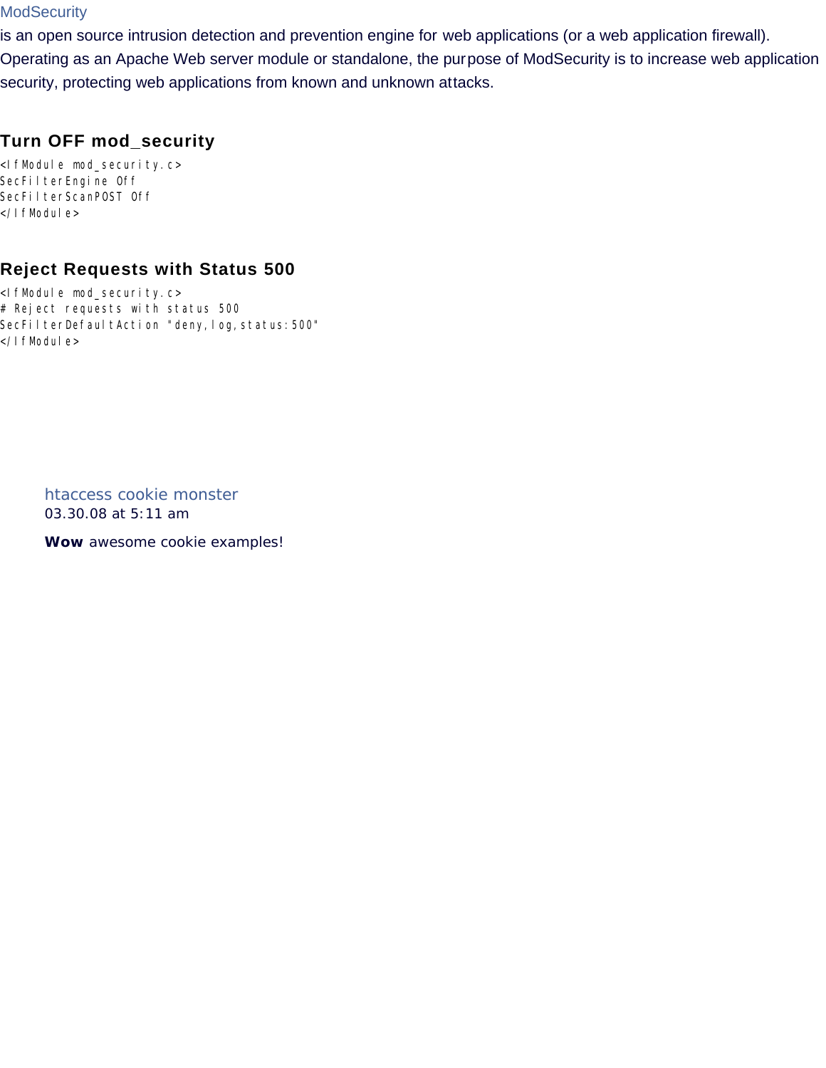ModSecurity is an open source intrusion detection and prevention engine for web applications (or a web application firewall). Operating as an Apache Web server module or standalone, the purpose of ModSecurity is to increase web application security, protecting web applications from known and unknown attacks.

### Turn OFF mod_security

```
<IfModule mod_security.c>
SecFilterEngine Off
SecFilterScanPOST Off
</IfModule>
```

### Reject Requests with Status 500

```
<IfModule mod_security.c>
# Reject requests with status 500
SecFilterDefaultAction "deny,log,status:500"
</IfModule>
```

htaccess cookie monster
03.30.08 at 5:11 am

**Wow** awesome cookie examples!